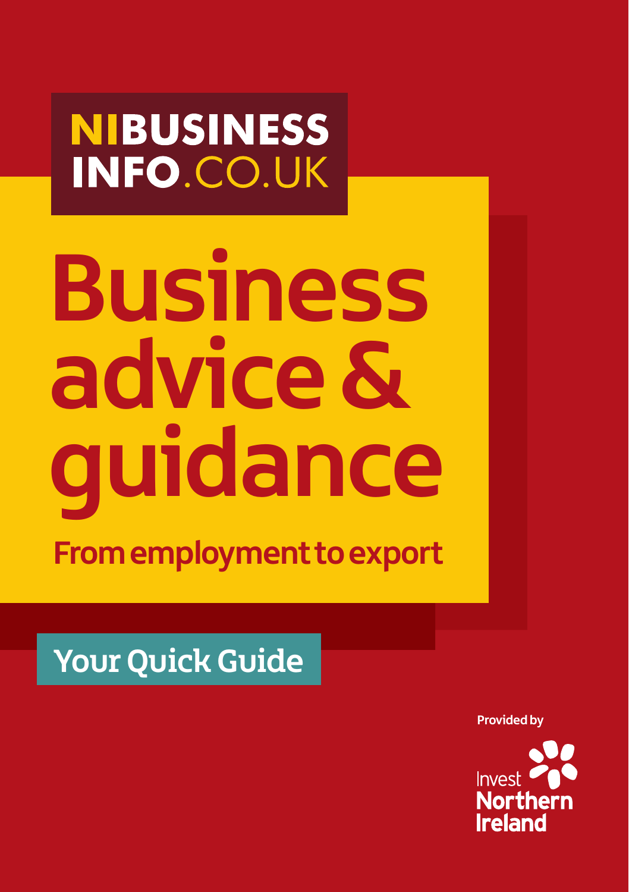**NIBUSINESS INFO.CO.UK**

# Business advice & guidance

## From employment to export

**Your Quick Guide**

Provided by

Invest Northern Ireland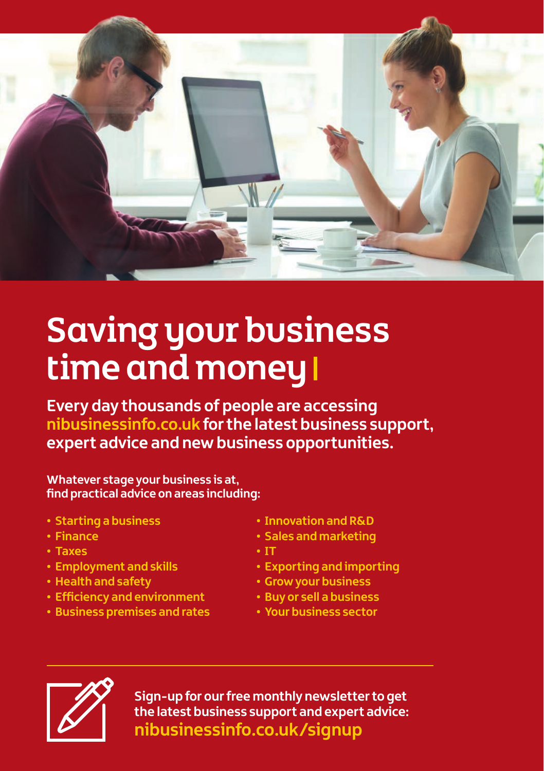# Saving your business time and money

**Every day thousands of people are accessing nibusinessinfo.co.uk for the latest business support, expert advice and new business opportunities.**

**Whatever stage your business is at, find practical advice on areas including:**

- Starting a business
- Finance
- Taxes
- Employment and skills
- Health and safety
- Efficiency and environment
- Business premises and rates
- Innovation and R&D
- Sales and marketing
- IT
- Exporting and importing
- Grow your business
- Buy or sell a business
- Your business sector

**Sign-up for our free monthly newsletter to get the latest business support and expert advice:**
**nibusinessinfo.co.uk/signup**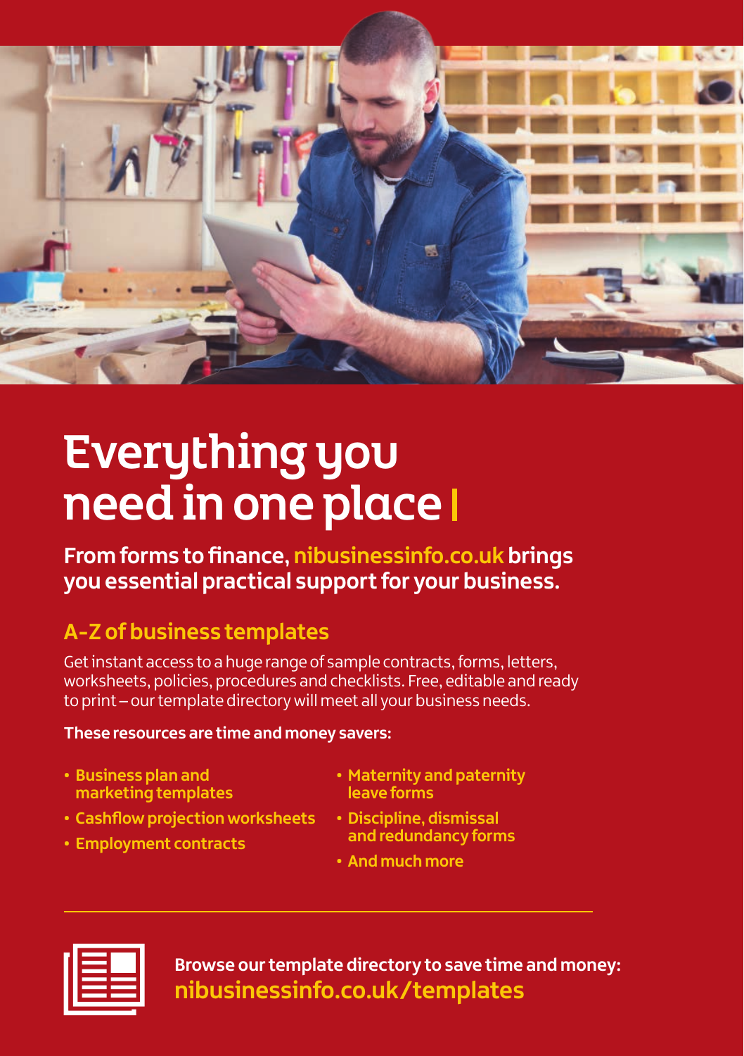# Everything you need in one place

**From forms to finance, nibusinessinfo.co.uk brings you essential practical support for your business.**

## A-Z of business templates

Get instant access to a huge range of sample contracts, forms, letters, worksheets, policies, procedures and checklists. Free, editable and ready to print – our template directory will meet all your business needs.

**These resources are time and money savers:**

- **Business plan and marketing templates**
- **Cashflow projection worksheets**
- **Employment contracts**
- **Maternity and paternity leave forms**
- **Discipline, dismissal and redundancy forms**
- **And much more**

---

**Browse our template directory to save time and money:**
**nibusinessinfo.co.uk/templates**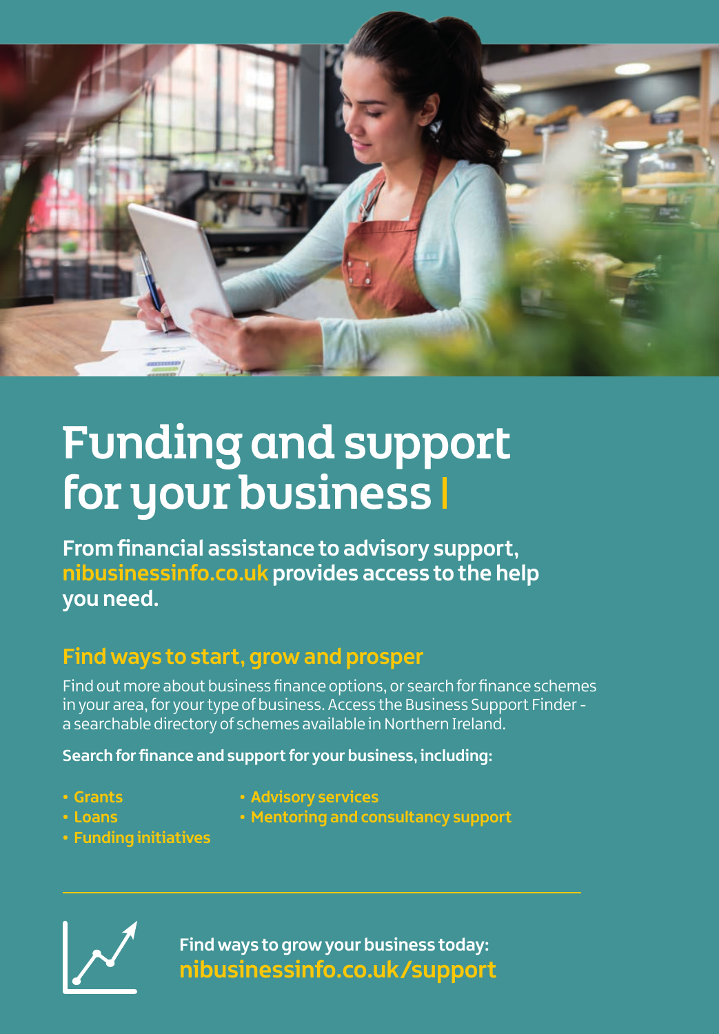# Funding and support for your business

**From financial assistance to advisory support, nibusinessinfo.co.uk provides access to the help you need.**

## Find ways to start, grow and prosper

Find out more about business finance options, or search for finance schemes in your area, for your type of business. Access the Business Support Finder - a searchable directory of schemes available in Northern Ireland.

**Search for finance and support for your business, including:**

- Grants
- Loans
- Funding initiatives
- Advisory services
- Mentoring and consultancy support

**Find ways to grow your business today:**
**nibusinessinfo.co.uk/support**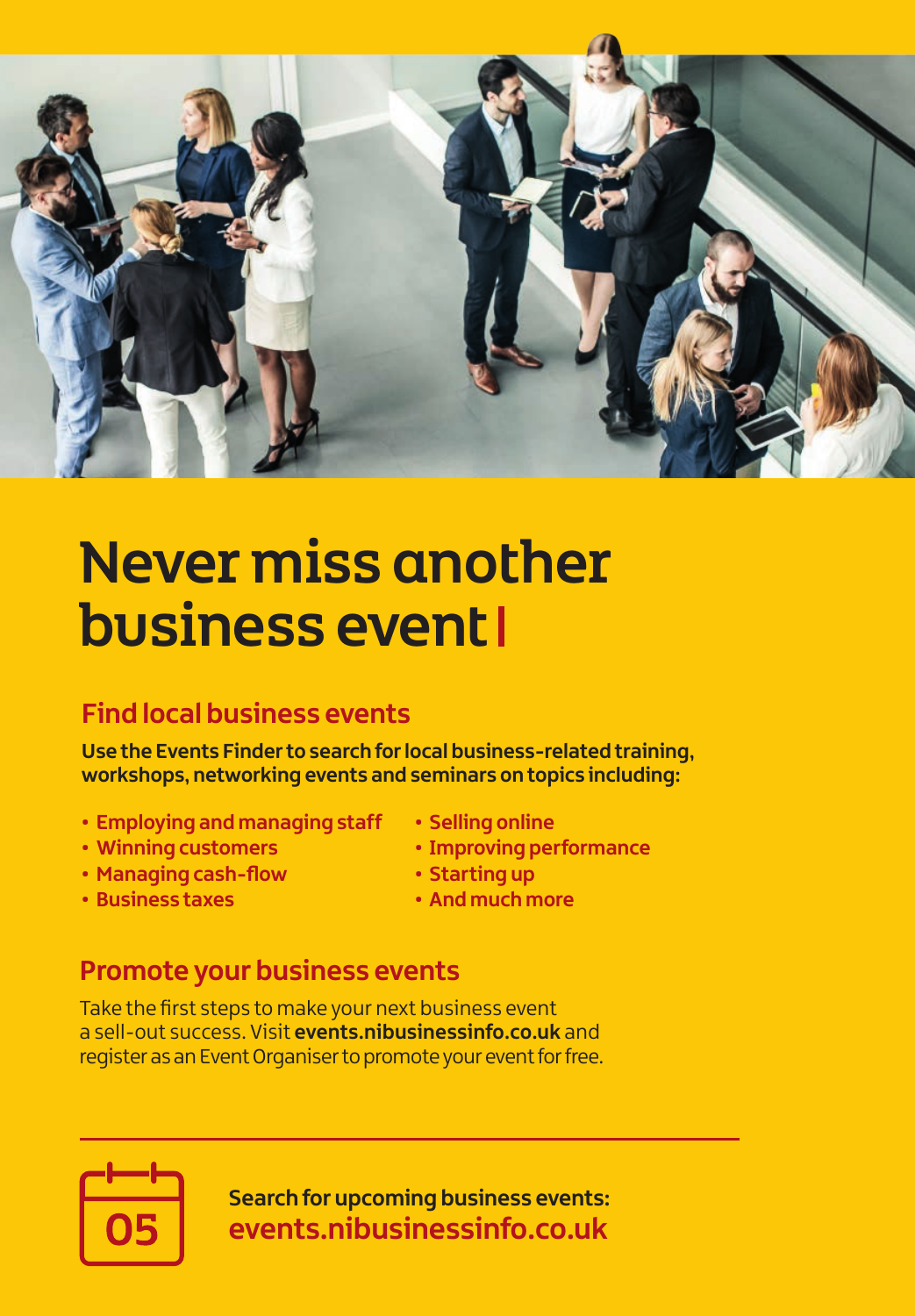# Never miss another business event

## Find local business events

**Use the Events Finder to search for local business-related training, workshops, networking events and seminars on topics including:**

- **Employing and managing staff**
- **Winning customers**
- **Managing cash-flow**
- **Business taxes**
- **Selling online**
- **Improving performance**
- **Starting up**
- **And much more**

## Promote your business events

Take the first steps to make your next business event a sell-out success. Visit **events.nibusinessinfo.co.uk** and register as an Event Organiser to promote your event for free.

05

**Search for upcoming business events:**
**events.nibusinessinfo.co.uk**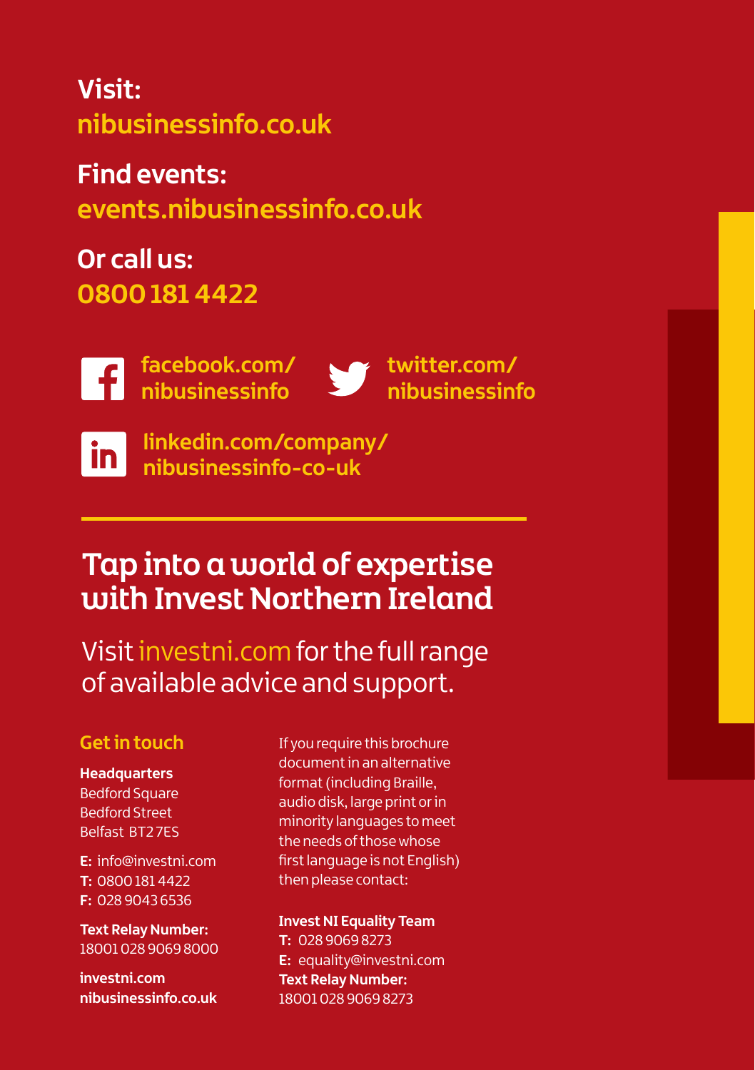**Visit:**
**nibusinessinfo.co.uk**

**Find events:**
**events.nibusinessinfo.co.uk**

**Or call us:**
**0800 181 4422**

facebook.com/nibusinessinfo

twitter.com/nibusinessinfo

linkedin.com/company/nibusinessinfo-co-uk

## Tap into a world of expertise with Invest Northern Ireland

Visit investni.com for the full range of available advice and support.

### Get in touch

**Headquarters**
Bedford Square
Bedford Street
Belfast BT2 7ES

**E:** info@investni.com
**T:** 0800 181 4422
**F:** 028 9043 6536

**Text Relay Number:**
18001 028 9069 8000

**investni.com**
**nibusinessinfo.co.uk**

If you require this brochure document in an alternative format (including Braille, audio disk, large print or in minority languages to meet the needs of those whose first language is not English) then please contact:

**Invest NI Equality Team**
**T:** 028 9069 8273
**E:** equality@investni.com
**Text Relay Number:**
18001 028 9069 8273